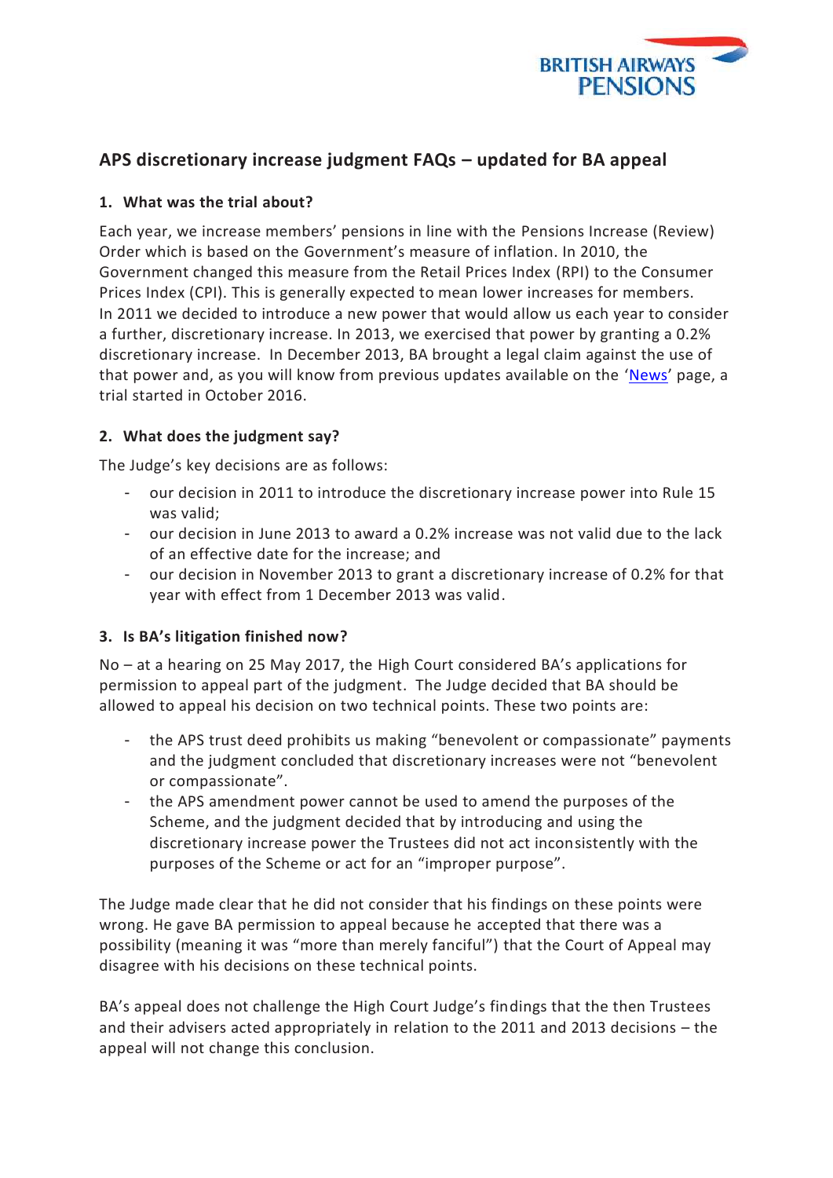BRITISH AIRWAYS PENSIONS

# APS discretionary increase judgment FAQs – updated for BA appeal

## 1. What was the trial about?

Each year, we increase members' pensions in line with the Pensions Increase (Review) Order which is based on the Government's measure of inflation. In 2010, the Government changed this measure from the Retail Prices Index (RPI) to the Consumer Prices Index (CPI). This is generally expected to mean lower increases for members. In 2011 we decided to introduce a new power that would allow us each year to consider a further, discretionary increase. In 2013, we exercised that power by granting a 0.2% discretionary increase. In December 2013, BA brought a legal claim against the use of that power and, as you will know from previous updates available on the 'News' page, a trial started in October 2016.

## 2. What does the judgment say?

The Judge's key decisions are as follows:

- our decision in 2011 to introduce the discretionary increase power into Rule 15 was valid;
- our decision in June 2013 to award a 0.2% increase was not valid due to the lack of an effective date for the increase; and
- our decision in November 2013 to grant a discretionary increase of 0.2% for that year with effect from 1 December 2013 was valid.

## 3. Is BA's litigation finished now?

No – at a hearing on 25 May 2017, the High Court considered BA's applications for permission to appeal part of the judgment. The Judge decided that BA should be allowed to appeal his decision on two technical points. These two points are:

- the APS trust deed prohibits us making "benevolent or compassionate" payments and the judgment concluded that discretionary increases were not "benevolent or compassionate".
- the APS amendment power cannot be used to amend the purposes of the Scheme, and the judgment decided that by introducing and using the discretionary increase power the Trustees did not act inconsistently with the purposes of the Scheme or act for an "improper purpose".

The Judge made clear that he did not consider that his findings on these points were wrong. He gave BA permission to appeal because he accepted that there was a possibility (meaning it was "more than merely fanciful") that the Court of Appeal may disagree with his decisions on these technical points.

BA's appeal does not challenge the High Court Judge's findings that the then Trustees and their advisers acted appropriately in relation to the 2011 and 2013 decisions – the appeal will not change this conclusion.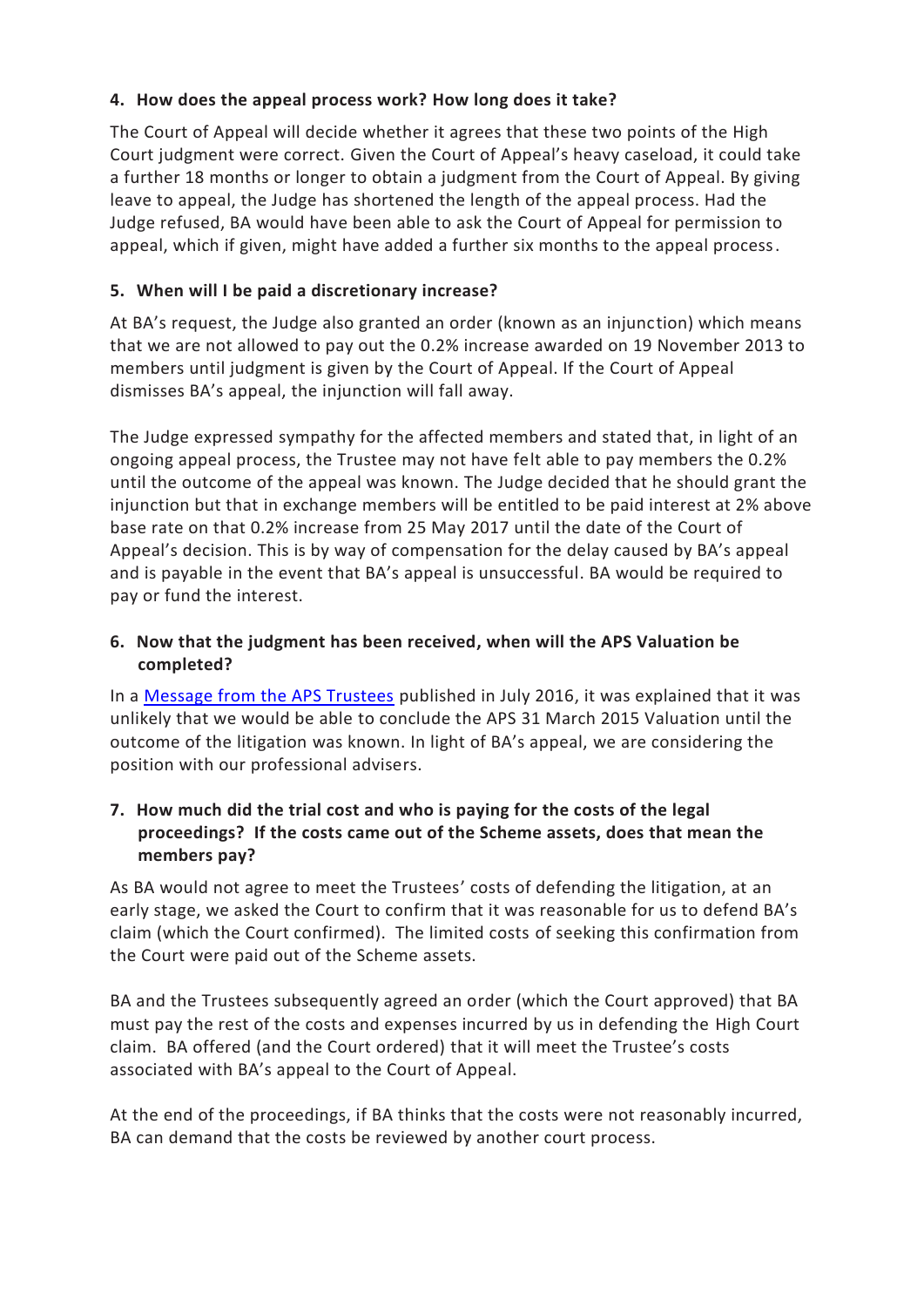**4. How does the appeal process work? How long does it take?**

The Court of Appeal will decide whether it agrees that these two points of the High Court judgment were correct. Given the Court of Appeal's heavy caseload, it could take a further 18 months or longer to obtain a judgment from the Court of Appeal. By giving leave to appeal, the Judge has shortened the length of the appeal process. Had the Judge refused, BA would have been able to ask the Court of Appeal for permission to appeal, which if given, might have added a further six months to the appeal process.

**5. When will I be paid a discretionary increase?**

At BA's request, the Judge also granted an order (known as an injunction) which means that we are not allowed to pay out the 0.2% increase awarded on 19 November 2013 to members until judgment is given by the Court of Appeal. If the Court of Appeal dismisses BA's appeal, the injunction will fall away.

The Judge expressed sympathy for the affected members and stated that, in light of an ongoing appeal process, the Trustee may not have felt able to pay members the 0.2% until the outcome of the appeal was known. The Judge decided that he should grant the injunction but that in exchange members will be entitled to be paid interest at 2% above base rate on that 0.2% increase from 25 May 2017 until the date of the Court of Appeal's decision. This is by way of compensation for the delay caused by BA's appeal and is payable in the event that BA's appeal is unsuccessful. BA would be required to pay or fund the interest.

**6. Now that the judgment has been received, when will the APS Valuation be completed?**

In a [Message from the APS Trustees] published in July 2016, it was explained that it was unlikely that we would be able to conclude the APS 31 March 2015 Valuation until the outcome of the litigation was known. In light of BA's appeal, we are considering the position with our professional advisers.

**7. How much did the trial cost and who is paying for the costs of the legal proceedings? If the costs came out of the Scheme assets, does that mean the members pay?**

As BA would not agree to meet the Trustees' costs of defending the litigation, at an early stage, we asked the Court to confirm that it was reasonable for us to defend BA's claim (which the Court confirmed). The limited costs of seeking this confirmation from the Court were paid out of the Scheme assets.

BA and the Trustees subsequently agreed an order (which the Court approved) that BA must pay the rest of the costs and expenses incurred by us in defending the High Court claim. BA offered (and the Court ordered) that it will meet the Trustee's costs associated with BA's appeal to the Court of Appeal.

At the end of the proceedings, if BA thinks that the costs were not reasonably incurred, BA can demand that the costs be reviewed by another court process.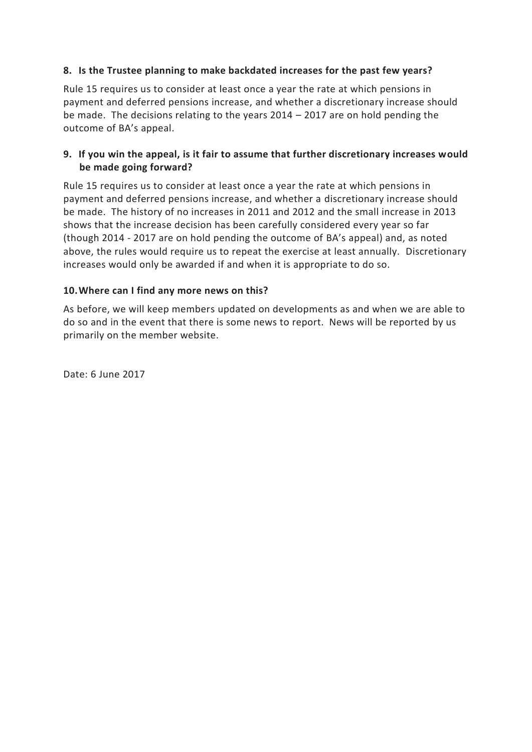**8. Is the Trustee planning to make backdated increases for the past few years?**

Rule 15 requires us to consider at least once a year the rate at which pensions in payment and deferred pensions increase, and whether a discretionary increase should be made. The decisions relating to the years 2014 – 2017 are on hold pending the outcome of BA's appeal.

**9. If you win the appeal, is it fair to assume that further discretionary increases would be made going forward?**

Rule 15 requires us to consider at least once a year the rate at which pensions in payment and deferred pensions increase, and whether a discretionary increase should be made. The history of no increases in 2011 and 2012 and the small increase in 2013 shows that the increase decision has been carefully considered every year so far (though 2014 - 2017 are on hold pending the outcome of BA's appeal) and, as noted above, the rules would require us to repeat the exercise at least annually. Discretionary increases would only be awarded if and when it is appropriate to do so.

**10. Where can I find any more news on this?**

As before, we will keep members updated on developments as and when we are able to do so and in the event that there is some news to report. News will be reported by us primarily on the member website.

Date: 6 June 2017